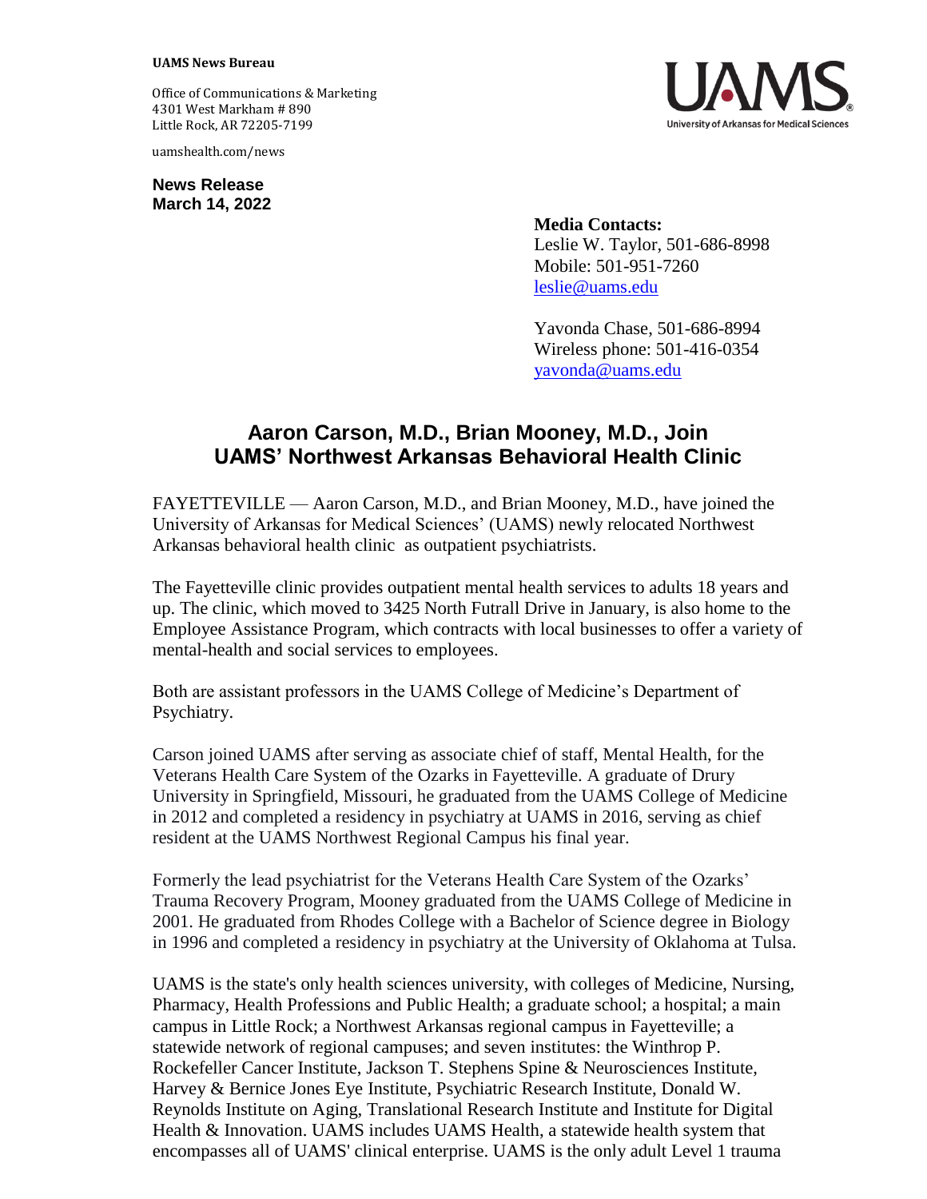**UAMS News Bureau**

Office of Communications & Marketing
4301 West Markham # 890
Little Rock, AR 72205-7199

uamshealth.com/news

**News Release**
**March 14, 2022**

**Media Contacts:**
Leslie W. Taylor, 501-686-8998
Mobile: 501-951-7260
leslie@uams.edu

Yavonda Chase, 501-686-8994
Wireless phone: 501-416-0354
yavonda@uams.edu

# Aaron Carson, M.D., Brian Mooney, M.D., Join UAMS' Northwest Arkansas Behavioral Health Clinic

FAYETTEVILLE — Aaron Carson, M.D., and Brian Mooney, M.D., have joined the University of Arkansas for Medical Sciences' (UAMS) newly relocated Northwest Arkansas behavioral health clinic as outpatient psychiatrists.

The Fayetteville clinic provides outpatient mental health services to adults 18 years and up. The clinic, which moved to 3425 North Futrall Drive in January, is also home to the Employee Assistance Program, which contracts with local businesses to offer a variety of mental-health and social services to employees.

Both are assistant professors in the UAMS College of Medicine's Department of Psychiatry.

Carson joined UAMS after serving as associate chief of staff, Mental Health, for the Veterans Health Care System of the Ozarks in Fayetteville. A graduate of Drury University in Springfield, Missouri, he graduated from the UAMS College of Medicine in 2012 and completed a residency in psychiatry at UAMS in 2016, serving as chief resident at the UAMS Northwest Regional Campus his final year.

Formerly the lead psychiatrist for the Veterans Health Care System of the Ozarks' Trauma Recovery Program, Mooney graduated from the UAMS College of Medicine in 2001. He graduated from Rhodes College with a Bachelor of Science degree in Biology in 1996 and completed a residency in psychiatry at the University of Oklahoma at Tulsa.

UAMS is the state's only health sciences university, with colleges of Medicine, Nursing, Pharmacy, Health Professions and Public Health; a graduate school; a hospital; a main campus in Little Rock; a Northwest Arkansas regional campus in Fayetteville; a statewide network of regional campuses; and seven institutes: the Winthrop P. Rockefeller Cancer Institute, Jackson T. Stephens Spine & Neurosciences Institute, Harvey & Bernice Jones Eye Institute, Psychiatric Research Institute, Donald W. Reynolds Institute on Aging, Translational Research Institute and Institute for Digital Health & Innovation. UAMS includes UAMS Health, a statewide health system that encompasses all of UAMS' clinical enterprise. UAMS is the only adult Level 1 trauma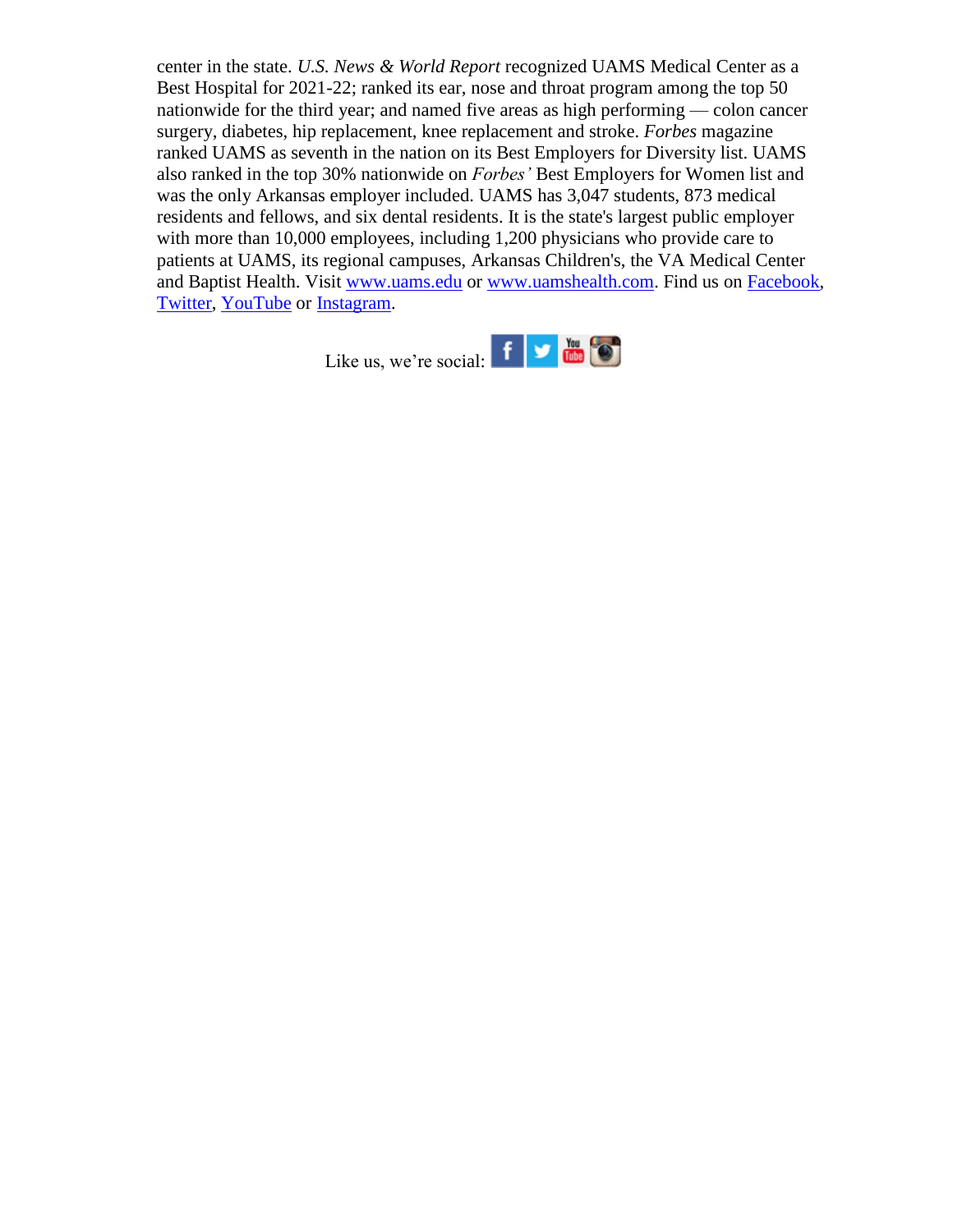center in the state. *U.S. News & World Report* recognized UAMS Medical Center as a Best Hospital for 2021-22; ranked its ear, nose and throat program among the top 50 nationwide for the third year; and named five areas as high performing — colon cancer surgery, diabetes, hip replacement, knee replacement and stroke. *Forbes* magazine ranked UAMS as seventh in the nation on its Best Employers for Diversity list. UAMS also ranked in the top 30% nationwide on *Forbes'* Best Employers for Women list and was the only Arkansas employer included. UAMS has 3,047 students, 873 medical residents and fellows, and six dental residents. It is the state's largest public employer with more than 10,000 employees, including 1,200 physicians who provide care to patients at UAMS, its regional campuses, Arkansas Children's, the VA Medical Center and Baptist Health. Visit www.uams.edu or www.uamshealth.com. Find us on Facebook, Twitter, YouTube or Instagram.

Like us, we're social: